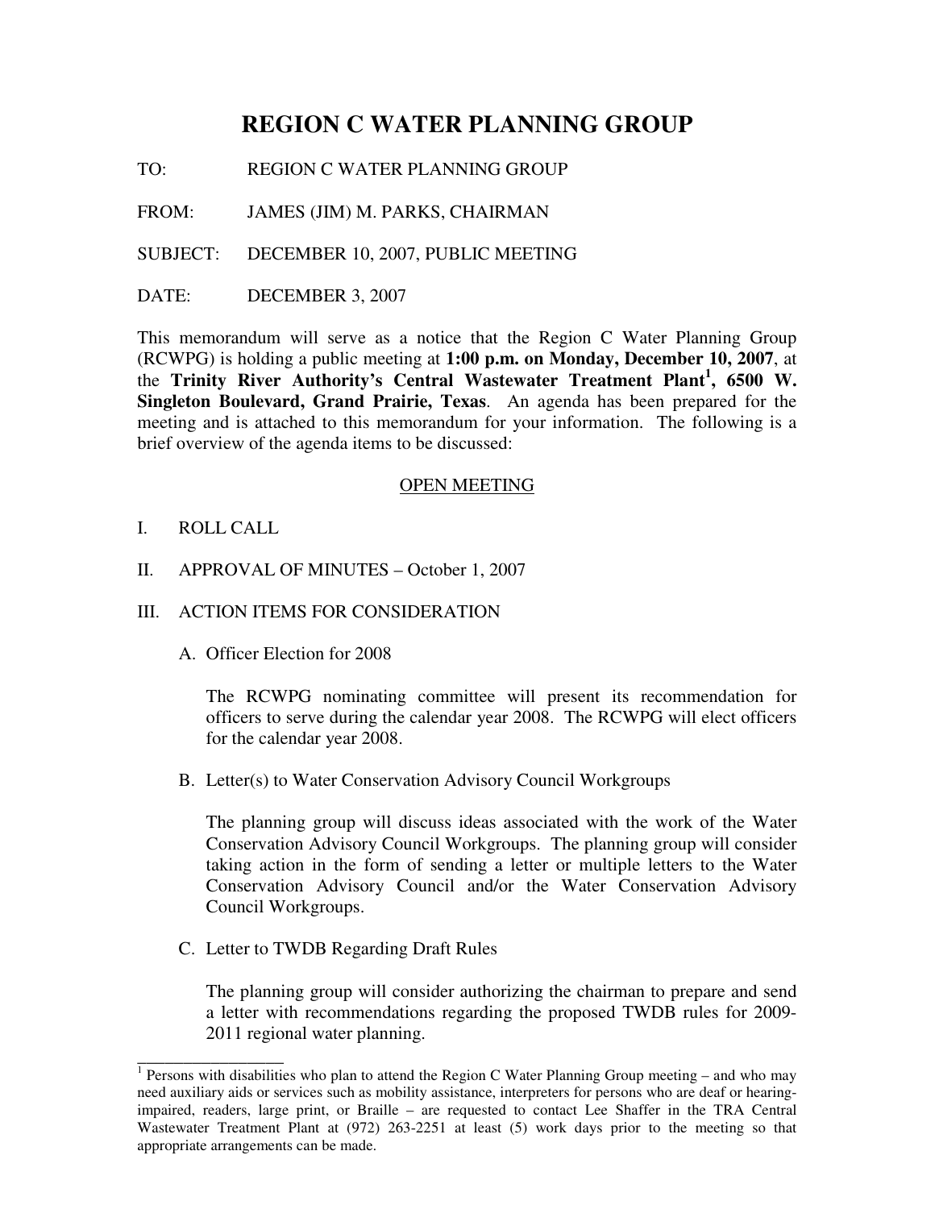# REGION C WATER PLANNING GROUP

TO: REGION C WATER PLANNING GROUP

FROM: JAMES (JIM) M. PARKS, CHAIRMAN

SUBJECT: DECEMBER 10, 2007, PUBLIC MEETING

DATE: DECEMBER 3, 2007

This memorandum will serve as a notice that the Region C Water Planning Group (RCWPG) is holding a public meeting at **1:00 p.m. on Monday, December 10, 2007**, at the **Trinity River Authority's Central Wastewater Treatment Plant[1], 6500 W. Singleton Boulevard, Grand Prairie, Texas**. An agenda has been prepared for the meeting and is attached to this memorandum for your information. The following is a brief overview of the agenda items to be discussed:

<u>OPEN MEETING</u>

I. ROLL CALL

II. APPROVAL OF MINUTES – October 1, 2007

III. ACTION ITEMS FOR CONSIDERATION

A. Officer Election for 2008

The RCWPG nominating committee will present its recommendation for officers to serve during the calendar year 2008. The RCWPG will elect officers for the calendar year 2008.

B. Letter(s) to Water Conservation Advisory Council Workgroups

The planning group will discuss ideas associated with the work of the Water Conservation Advisory Council Workgroups. The planning group will consider taking action in the form of sending a letter or multiple letters to the Water Conservation Advisory Council and/or the Water Conservation Advisory Council Workgroups.

C. Letter to TWDB Regarding Draft Rules

The planning group will consider authorizing the chairman to prepare and send a letter with recommendations regarding the proposed TWDB rules for 2009-2011 regional water planning.

---

[1] Persons with disabilities who plan to attend the Region C Water Planning Group meeting – and who may need auxiliary aids or services such as mobility assistance, interpreters for persons who are deaf or hearing-impaired, readers, large print, or Braille – are requested to contact Lee Shaffer in the TRA Central Wastewater Treatment Plant at (972) 263-2251 at least (5) work days prior to the meeting so that appropriate arrangements can be made.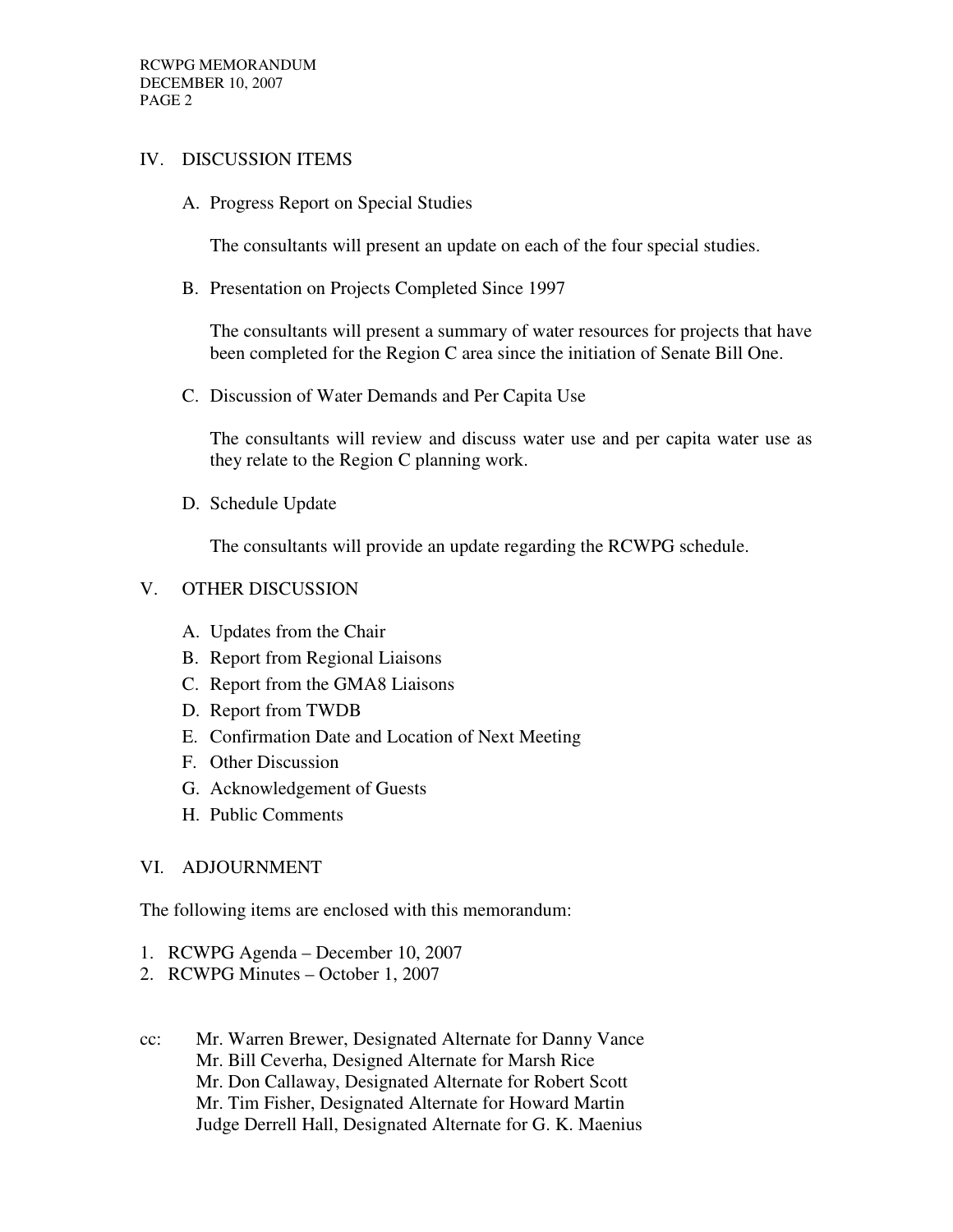## IV. DISCUSSION ITEMS

A. Progress Report on Special Studies

The consultants will present an update on each of the four special studies.

B. Presentation on Projects Completed Since 1997

The consultants will present a summary of water resources for projects that have been completed for the Region C area since the initiation of Senate Bill One.

C. Discussion of Water Demands and Per Capita Use

The consultants will review and discuss water use and per capita water use as they relate to the Region C planning work.

D. Schedule Update

The consultants will provide an update regarding the RCWPG schedule.

## V. OTHER DISCUSSION

A. Updates from the Chair
B. Report from Regional Liaisons
C. Report from the GMA8 Liaisons
D. Report from TWDB
E. Confirmation Date and Location of Next Meeting
F. Other Discussion
G. Acknowledgement of Guests
H. Public Comments

## VI. ADJOURNMENT

The following items are enclosed with this memorandum:

1. RCWPG Agenda – December 10, 2007
2. RCWPG Minutes – October 1, 2007

cc: Mr. Warren Brewer, Designated Alternate for Danny Vance
Mr. Bill Ceverha, Designed Alternate for Marsh Rice
Mr. Don Callaway, Designated Alternate for Robert Scott
Mr. Tim Fisher, Designated Alternate for Howard Martin
Judge Derrell Hall, Designated Alternate for G. K. Maenius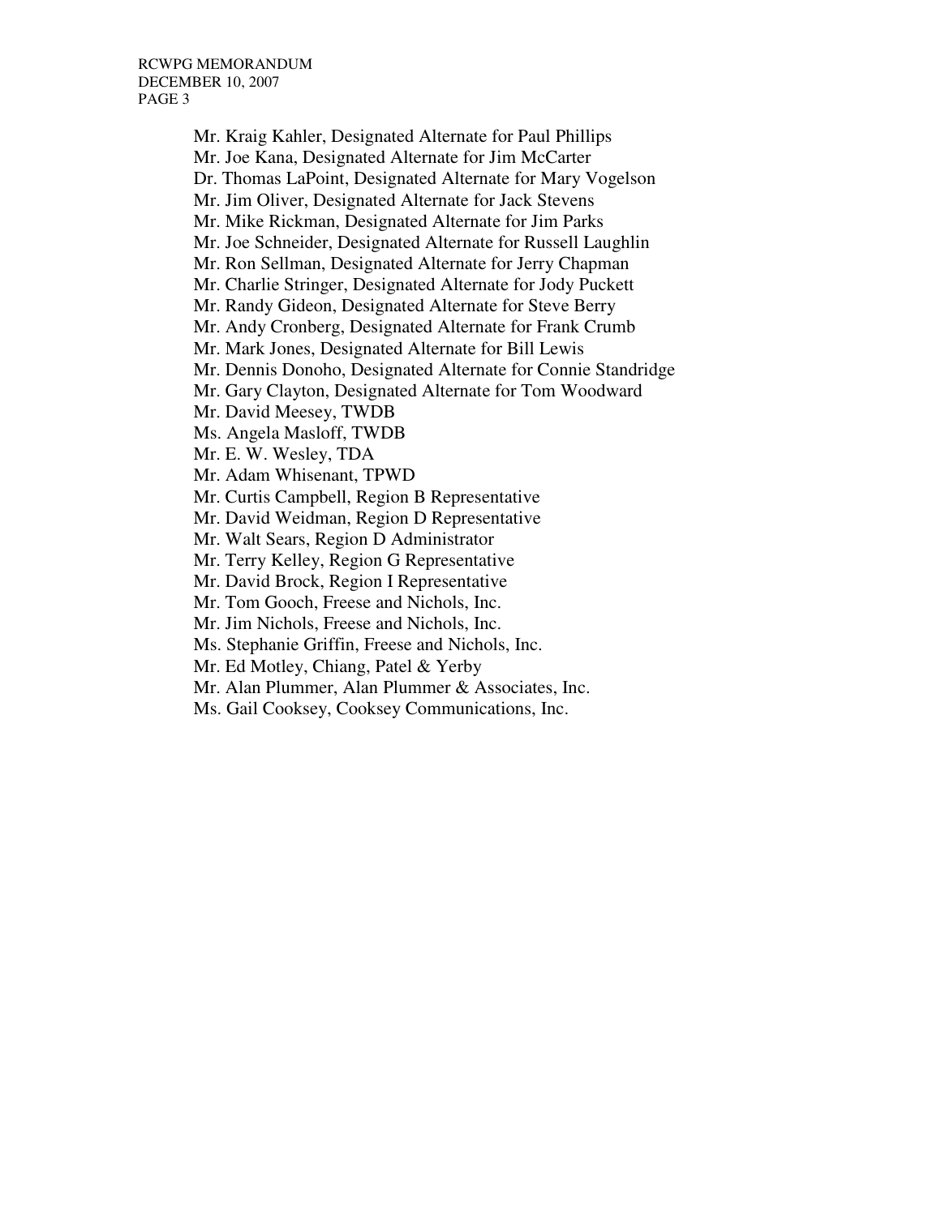Mr. Kraig Kahler, Designated Alternate for Paul Phillips
Mr. Joe Kana, Designated Alternate for Jim McCarter
Dr. Thomas LaPoint, Designated Alternate for Mary Vogelson
Mr. Jim Oliver, Designated Alternate for Jack Stevens
Mr. Mike Rickman, Designated Alternate for Jim Parks
Mr. Joe Schneider, Designated Alternate for Russell Laughlin
Mr. Ron Sellman, Designated Alternate for Jerry Chapman
Mr. Charlie Stringer, Designated Alternate for Jody Puckett
Mr. Randy Gideon, Designated Alternate for Steve Berry
Mr. Andy Cronberg, Designated Alternate for Frank Crumb
Mr. Mark Jones, Designated Alternate for Bill Lewis
Mr. Dennis Donoho, Designated Alternate for Connie Standridge
Mr. Gary Clayton, Designated Alternate for Tom Woodward
Mr. David Meesey, TWDB
Ms. Angela Masloff, TWDB
Mr. E. W. Wesley, TDA
Mr. Adam Whisenant, TPWD
Mr. Curtis Campbell, Region B Representative
Mr. David Weidman, Region D Representative
Mr. Walt Sears, Region D Administrator
Mr. Terry Kelley, Region G Representative
Mr. David Brock, Region I Representative
Mr. Tom Gooch, Freese and Nichols, Inc.
Mr. Jim Nichols, Freese and Nichols, Inc.
Ms. Stephanie Griffin, Freese and Nichols, Inc.
Mr. Ed Motley, Chiang, Patel & Yerby
Mr. Alan Plummer, Alan Plummer & Associates, Inc.
Ms. Gail Cooksey, Cooksey Communications, Inc.